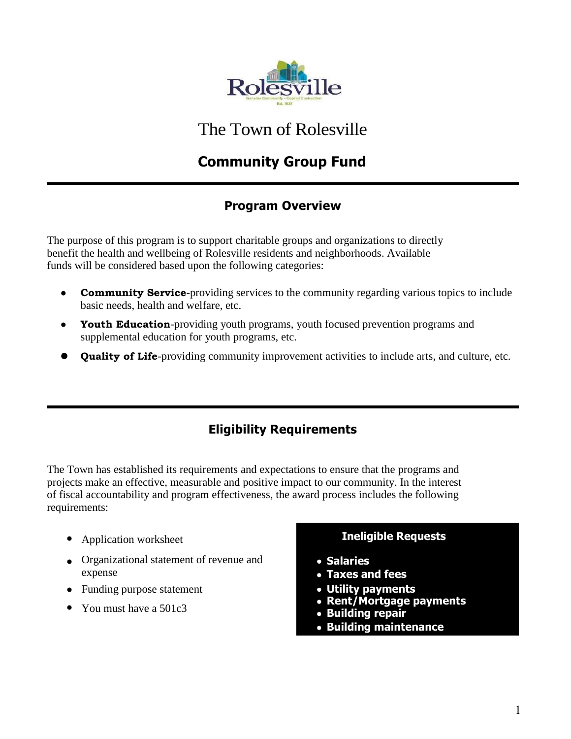# The Town of Rolesville

## Community Group Fund

### Program Overview

The purpose of this program is to support charitable groups and organizations to directly benefit the health and wellbeing of Rolesville residents and neighborhoods. Available funds will be considered based upon the following categories:

- **Community Service**-providing services to the community regarding various topics to include basic needs, health and welfare, etc.
- **Youth Education**-providing youth programs, youth focused prevention programs and supplemental education for youth programs, etc.
- **Quality of Life**-providing community improvement activities to include arts, and culture, etc.

### Eligibility Requirements

The Town has established its requirements and expectations to ensure that the programs and projects make an effective, measurable and positive impact to our community. In the interest of fiscal accountability and program effectiveness, the award process includes the following requirements:

- Application worksheet
- Organizational statement of revenue and expense
- Funding purpose statement
- You must have a 501c3

**Ineligible Requests**

- **Salaries**
- **Taxes and fees**
- **Utility payments**
- **Rent/Mortgage payments**
- **Building repair**
- **Building maintenance**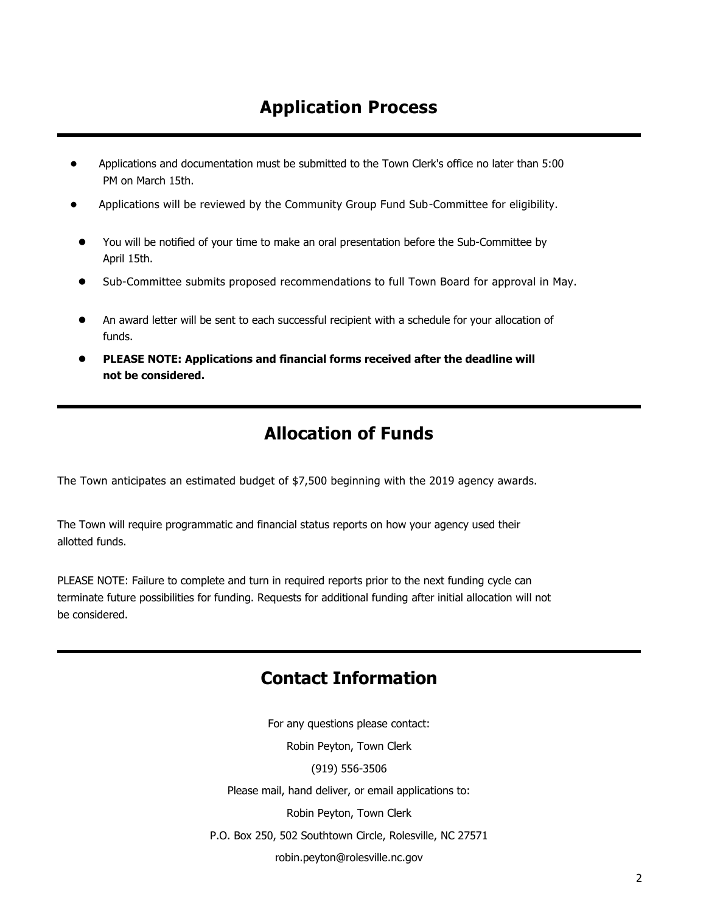## Application Process

- Applications and documentation must be submitted to the Town Clerk's office no later than 5:00 PM on March 15th.
- Applications will be reviewed by the Community Group Fund Sub-Committee for eligibility.
- You will be notified of your time to make an oral presentation before the Sub-Committee by April 15th.
- Sub-Committee submits proposed recommendations to full Town Board for approval in May.
- An award letter will be sent to each successful recipient with a schedule for your allocation of funds.
- **PLEASE NOTE: Applications and financial forms received after the deadline will not be considered.**

## Allocation of Funds

The Town anticipates an estimated budget of $7,500 beginning with the 2019 agency awards.

The Town will require programmatic and financial status reports on how your agency used their allotted funds.

PLEASE NOTE: Failure to complete and turn in required reports prior to the next funding cycle can terminate future possibilities for funding. Requests for additional funding after initial allocation will not be considered.

## Contact Information

For any questions please contact:

Robin Peyton, Town Clerk

(919) 556-3506

Please mail, hand deliver, or email applications to:

Robin Peyton, Town Clerk

P.O. Box 250, 502 Southtown Circle, Rolesville, NC 27571

robin.peyton@rolesville.nc.gov